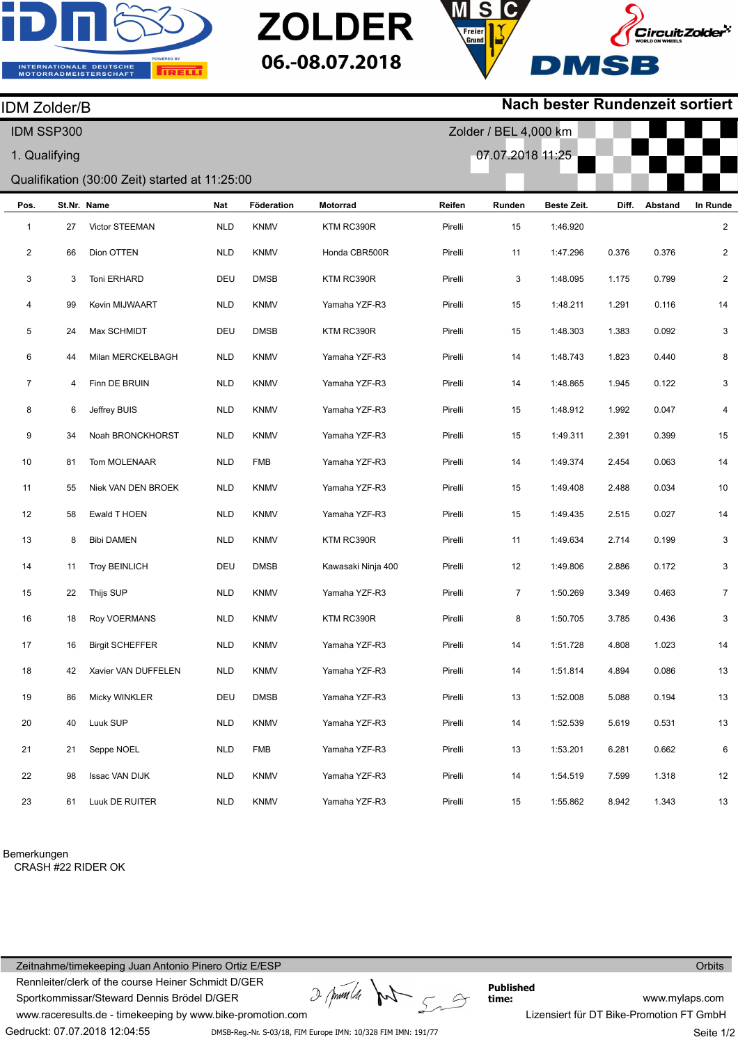# ZOLDER

06.-08.07.2018

## IDM Zolder/B

**Nach bester Rundenzeit sortiert**

IDM SSP300

1. Qualifying

Qualifikation (30:00 Zeit) started at 11:25:00

Zolder / BEL 4,000 km

07.07.2018 11:25

| Pos. | St.Nr. | Name | Nat | Föderation | Motorrad | Reifen | Runden | Beste Zeit. | Diff. | Abstand | In Runde |
|---|---|---|---|---|---|---|---|---|---|---|---|
| 1 | 27 | Victor STEEMAN | NLD | KNMV | KTM RC390R | Pirelli | 15 | 1:46.920 | | | 2 |
| 2 | 66 | Dion OTTEN | NLD | KNMV | Honda CBR500R | Pirelli | 11 | 1:47.296 | 0.376 | 0.376 | 2 |
| 3 | 3 | Toni ERHARD | DEU | DMSB | KTM RC390R | Pirelli | 3 | 1:48.095 | 1.175 | 0.799 | 2 |
| 4 | 99 | Kevin MIJWAART | NLD | KNMV | Yamaha YZF-R3 | Pirelli | 15 | 1:48.211 | 1.291 | 0.116 | 14 |
| 5 | 24 | Max SCHMIDT | DEU | DMSB | KTM RC390R | Pirelli | 15 | 1:48.303 | 1.383 | 0.092 | 3 |
| 6 | 44 | Milan MERCKELBAGH | NLD | KNMV | Yamaha YZF-R3 | Pirelli | 14 | 1:48.743 | 1.823 | 0.440 | 8 |
| 7 | 4 | Finn DE BRUIN | NLD | KNMV | Yamaha YZF-R3 | Pirelli | 14 | 1:48.865 | 1.945 | 0.122 | 3 |
| 8 | 6 | Jeffrey BUIS | NLD | KNMV | Yamaha YZF-R3 | Pirelli | 15 | 1:48.912 | 1.992 | 0.047 | 4 |
| 9 | 34 | Noah BRONCKHORST | NLD | KNMV | Yamaha YZF-R3 | Pirelli | 15 | 1:49.311 | 2.391 | 0.399 | 15 |
| 10 | 81 | Tom MOLENAAR | NLD | FMB | Yamaha YZF-R3 | Pirelli | 14 | 1:49.374 | 2.454 | 0.063 | 14 |
| 11 | 55 | Niek VAN DEN BROEK | NLD | KNMV | Yamaha YZF-R3 | Pirelli | 15 | 1:49.408 | 2.488 | 0.034 | 10 |
| 12 | 58 | Ewald T HOEN | NLD | KNMV | Yamaha YZF-R3 | Pirelli | 15 | 1:49.435 | 2.515 | 0.027 | 14 |
| 13 | 8 | Bibi DAMEN | NLD | KNMV | KTM RC390R | Pirelli | 11 | 1:49.634 | 2.714 | 0.199 | 3 |
| 14 | 11 | Troy BEINLICH | DEU | DMSB | Kawasaki Ninja 400 | Pirelli | 12 | 1:49.806 | 2.886 | 0.172 | 3 |
| 15 | 22 | Thijs SUP | NLD | KNMV | Yamaha YZF-R3 | Pirelli | 7 | 1:50.269 | 3.349 | 0.463 | 7 |
| 16 | 18 | Roy VOERMANS | NLD | KNMV | KTM RC390R | Pirelli | 8 | 1:50.705 | 3.785 | 0.436 | 3 |
| 17 | 16 | Birgit SCHEFFER | NLD | KNMV | Yamaha YZF-R3 | Pirelli | 14 | 1:51.728 | 4.808 | 1.023 | 14 |
| 18 | 42 | Xavier VAN DUFFELEN | NLD | KNMV | Yamaha YZF-R3 | Pirelli | 14 | 1:51.814 | 4.894 | 0.086 | 13 |
| 19 | 86 | Micky WINKLER | DEU | DMSB | Yamaha YZF-R3 | Pirelli | 13 | 1:52.008 | 5.088 | 0.194 | 13 |
| 20 | 40 | Luuk SUP | NLD | KNMV | Yamaha YZF-R3 | Pirelli | 14 | 1:52.539 | 5.619 | 0.531 | 13 |
| 21 | 21 | Seppe NOEL | NLD | FMB | Yamaha YZF-R3 | Pirelli | 13 | 1:53.201 | 6.281 | 0.662 | 6 |
| 22 | 98 | Issac VAN DIJK | NLD | KNMV | Yamaha YZF-R3 | Pirelli | 14 | 1:54.519 | 7.599 | 1.318 | 12 |
| 23 | 61 | Luuk DE RUITER | NLD | KNMV | Yamaha YZF-R3 | Pirelli | 15 | 1:55.862 | 8.942 | 1.343 | 13 |

Bemerkungen

CRASH #22 RIDER OK

Zeitnahme/timekeeping Juan Antonio Pinero Ortiz E/ESP

Rennleiter/clerk of the course Heiner Schmidt D/GER

Sportkommissar/Steward Dennis Brödel D/GER

www.raceresults.de - timekeeping by www.bike-promotion.com

**Published time:**

Orbits

www.mylaps.com

Lizensiert für DT Bike-Promotion FT GmbH

Gedruckt: 07.07.2018 12:04:55

DMSB-Reg.-Nr. S-03/18, FIM Europe IMN: 10/328 FIM IMN: 191/77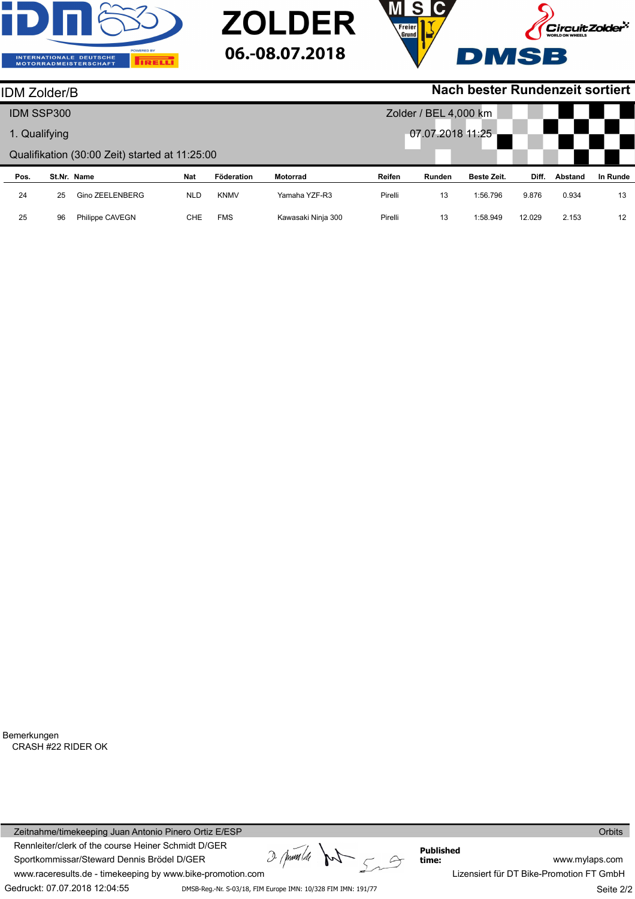## IDM Zolder/B

**Nach bester Rundenzeit sortiert**

IDM SSP300

1. Qualifying

Qualifikation (30:00 Zeit) started at 11:25:00

Zolder / BEL 4,000 km

07.07.2018 11:25

| Pos. | St.Nr. | Name | Nat | Föderation | Motorrad | Reifen | Runden | Beste Zeit. | Diff. | Abstand | In Runde |
|---|---|---|---|---|---|---|---|---|---|---|---|
| 24 | 25 | Gino ZEELENBERG | NLD | KNMV | Yamaha YZF-R3 | Pirelli | 13 | 1:56.796 | 9.876 | 0.934 | 13 |
| 25 | 96 | Philippe CAVEGN | CHE | FMS | Kawasaki Ninja 300 | Pirelli | 13 | 1:58.949 | 12.029 | 2.153 | 12 |

Bemerkungen

CRASH #22 RIDER OK

Zeitnahme/timekeeping Juan Antonio Pinero Ortiz E/ESP

Rennleiter/clerk of the course Heiner Schmidt D/GER

Sportkommissar/Steward Dennis Brödel D/GER

www.raceresults.de - timekeeping by www.bike-promotion.com

Orbits

**Published time:**

www.mylaps.com

Lizensiert für DT Bike-Promotion FT GmbH

Gedruckt: 07.07.2018 12:04:55

DMSB-Reg.-Nr. S-03/18, FIM Europe IMN: 10/328 FIM IMN: 191/77